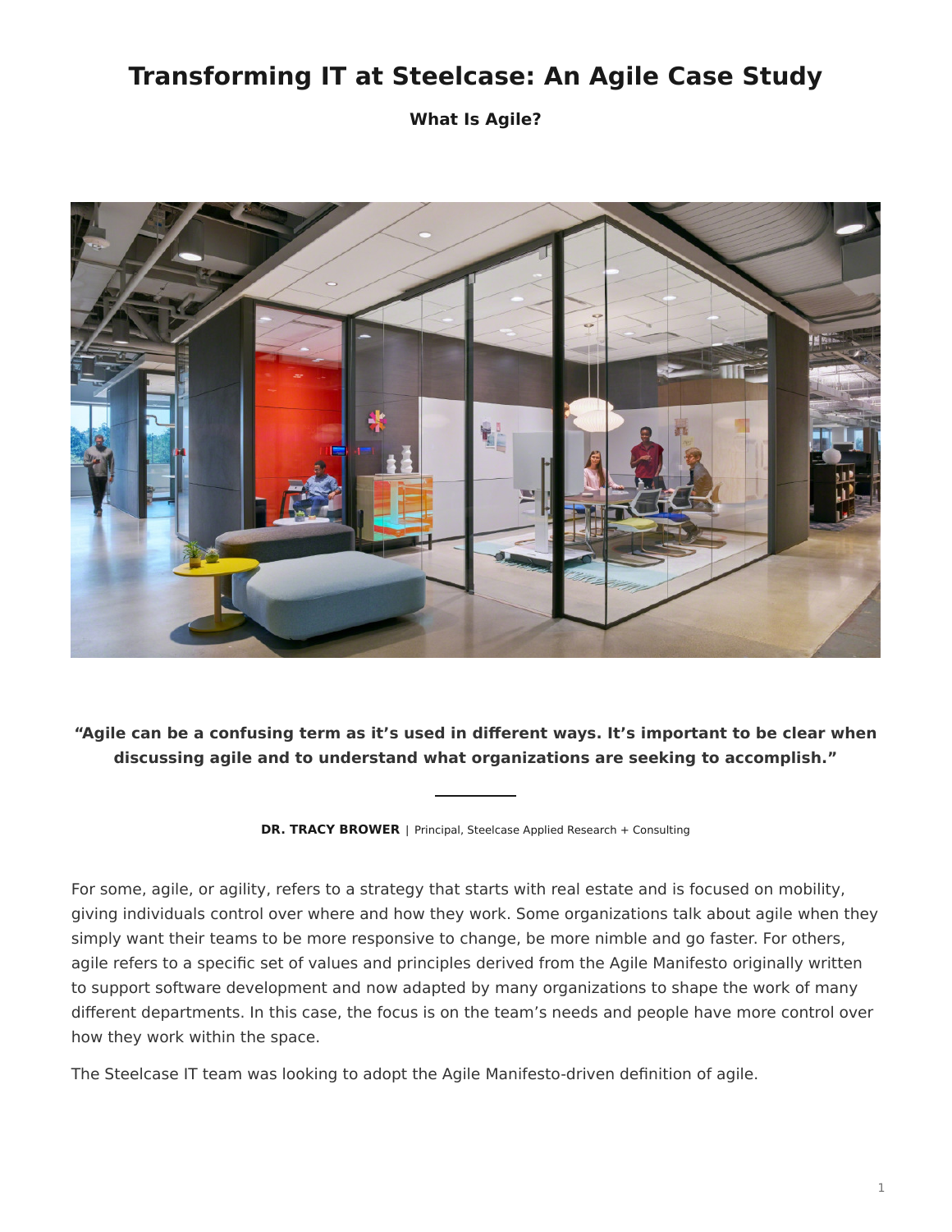# Transforming IT at Steelcase: An Agile Case Study

### What Is Agile?

**"Agile can be a confusing term as it's used in different ways. It's important to be clear when discussing agile and to understand what organizations are seeking to accomplish."**

**DR. TRACY BROWER** | Principal, Steelcase Applied Research + Consulting

For some, agile, or agility, refers to a strategy that starts with real estate and is focused on mobility, giving individuals control over where and how they work. Some organizations talk about agile when they simply want their teams to be more responsive to change, be more nimble and go faster. For others, agile refers to a specific set of values and principles derived from the Agile Manifesto originally written to support software development and now adapted by many organizations to shape the work of many different departments. In this case, the focus is on the team's needs and people have more control over how they work within the space.

The Steelcase IT team was looking to adopt the Agile Manifesto-driven definition of agile.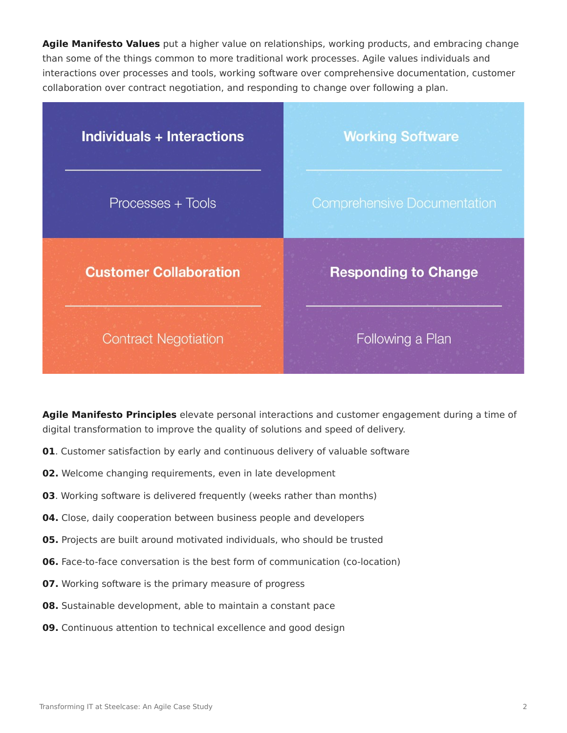**Agile Manifesto Values** put a higher value on relationships, working products, and embracing change than some of the things common to more traditional work processes. Agile values individuals and interactions over processes and tools, working software over comprehensive documentation, customer collaboration over contract negotiation, and responding to change over following a plan.

| **Individuals + Interactions** | **Working Software** |
| --- | --- |
| Processes + Tools | Comprehensive Documentation |
| **Customer Collaboration** | **Responding to Change** |
| Contract Negotiation | Following a Plan |

**Agile Manifesto Principles** elevate personal interactions and customer engagement during a time of digital transformation to improve the quality of solutions and speed of delivery.

**01**. Customer satisfaction by early and continuous delivery of valuable software

**02.** Welcome changing requirements, even in late development

**03**. Working software is delivered frequently (weeks rather than months)

**04.** Close, daily cooperation between business people and developers

**05.** Projects are built around motivated individuals, who should be trusted

**06.** Face-to-face conversation is the best form of communication (co-location)

**07.** Working software is the primary measure of progress

**08.** Sustainable development, able to maintain a constant pace

**09.** Continuous attention to technical excellence and good design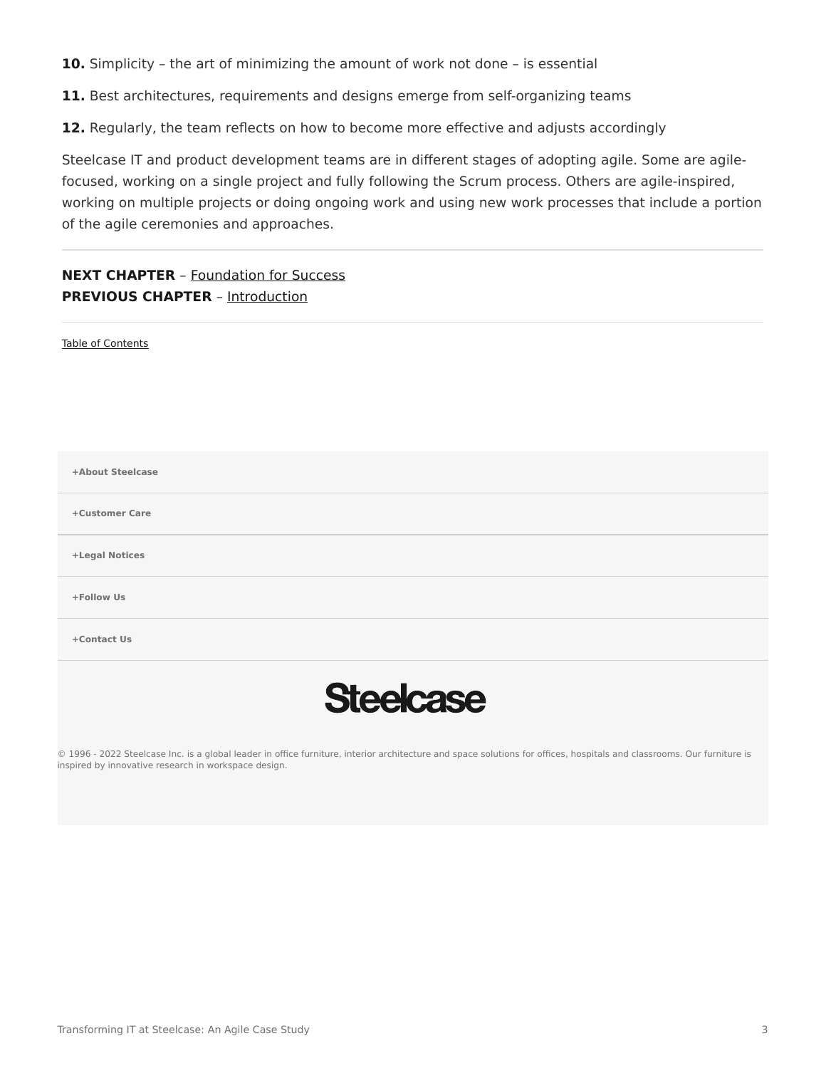**10.** Simplicity – the art of minimizing the amount of work not done – is essential

**11.** Best architectures, requirements and designs emerge from self-organizing teams

**12.** Regularly, the team reflects on how to become more effective and adjusts accordingly

Steelcase IT and product development teams are in different stages of adopting agile. Some are agile-focused, working on a single project and fully following the Scrum process. Others are agile-inspired, working on multiple projects or doing ongoing work and using new work processes that include a portion of the agile ceremonies and approaches.

---

**NEXT CHAPTER** – Foundation for Success
**PREVIOUS CHAPTER** – Introduction

---

Table of Contents

+About Steelcase

+Customer Care

+Legal Notices

+Follow Us

+Contact Us

Steelcase

© 1996 - 2022 Steelcase Inc. is a global leader in office furniture, interior architecture and space solutions for offices, hospitals and classrooms. Our furniture is inspired by innovative research in workspace design.